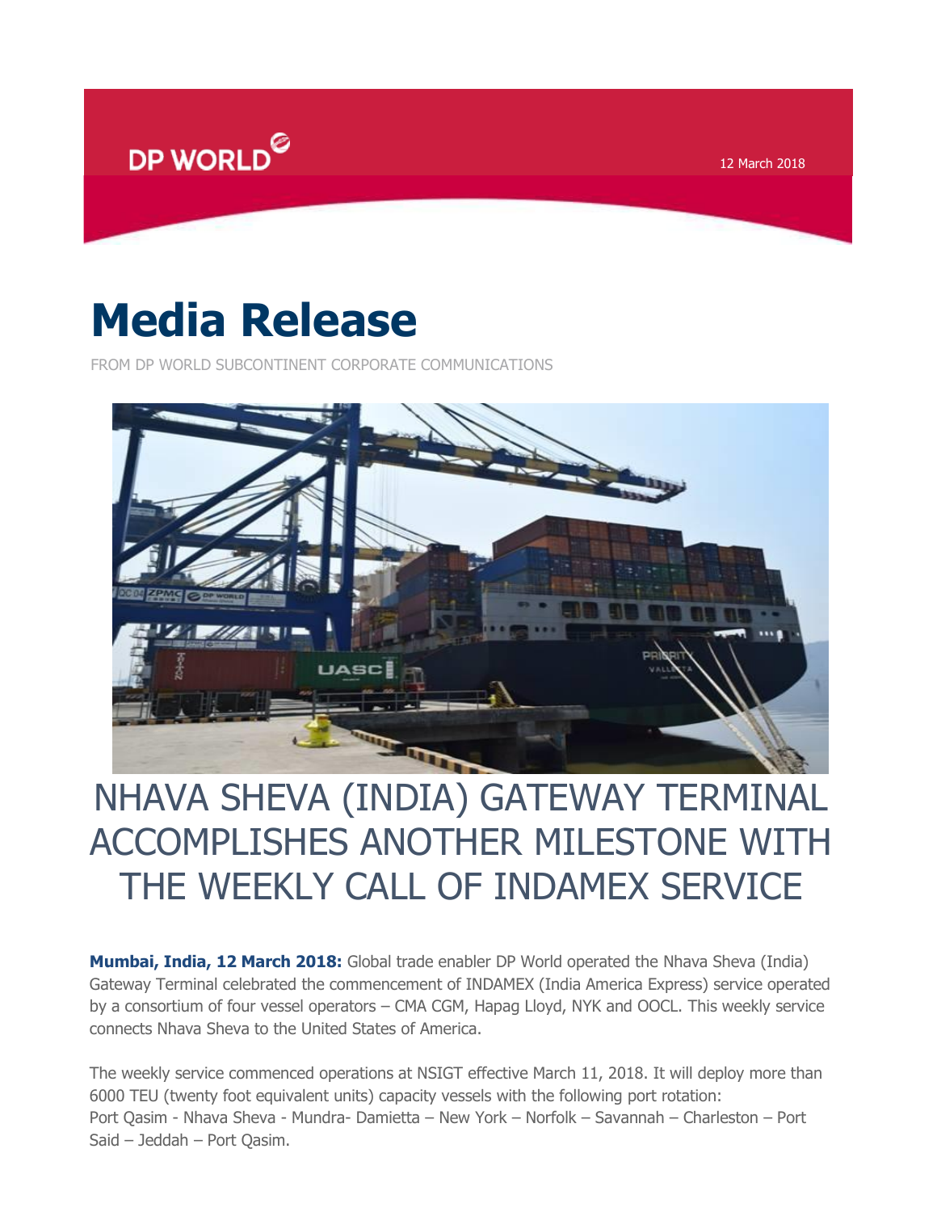DP WORLD

12 March 2018

# Media Release

FROM DP WORLD SUBCONTINENT CORPORATE COMMUNICATIONS

## NHAVA SHEVA (INDIA) GATEWAY TERMINAL ACCOMPLISHES ANOTHER MILESTONE WITH THE WEEKLY CALL OF INDAMEX SERVICE

**Mumbai, India, 12 March 2018:** Global trade enabler DP World operated the Nhava Sheva (India) Gateway Terminal celebrated the commencement of INDAMEX (India America Express) service operated by a consortium of four vessel operators – CMA CGM, Hapag Lloyd, NYK and OOCL. This weekly service connects Nhava Sheva to the United States of America.

The weekly service commenced operations at NSIGT effective March 11, 2018. It will deploy more than 6000 TEU (twenty foot equivalent units) capacity vessels with the following port rotation:
Port Qasim - Nhava Sheva - Mundra- Damietta – New York – Norfolk – Savannah – Charleston – Port Said – Jeddah – Port Qasim.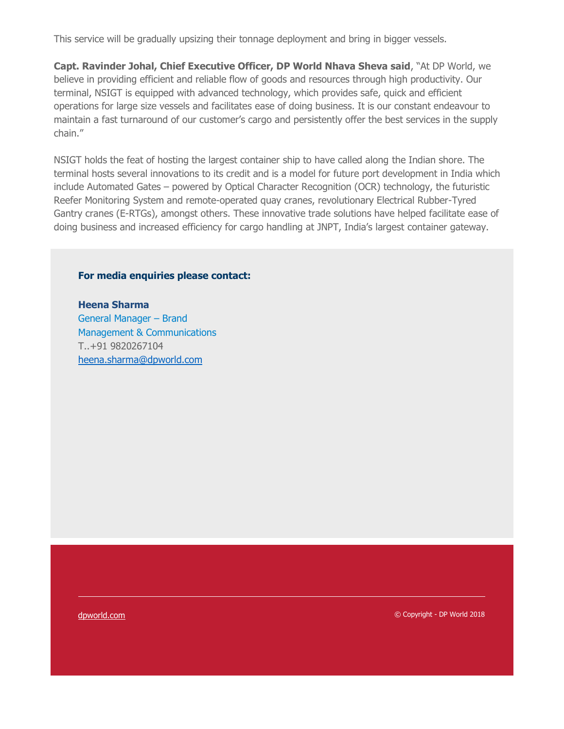This service will be gradually upsizing their tonnage deployment and bring in bigger vessels.

**Capt. Ravinder Johal, Chief Executive Officer, DP World Nhava Sheva said**, "At DP World, we believe in providing efficient and reliable flow of goods and resources through high productivity. Our terminal, NSIGT is equipped with advanced technology, which provides safe, quick and efficient operations for large size vessels and facilitates ease of doing business. It is our constant endeavour to maintain a fast turnaround of our customer's cargo and persistently offer the best services in the supply chain."

NSIGT holds the feat of hosting the largest container ship to have called along the Indian shore. The terminal hosts several innovations to its credit and is a model for future port development in India which include Automated Gates – powered by Optical Character Recognition (OCR) technology, the futuristic Reefer Monitoring System and remote-operated quay cranes, revolutionary Electrical Rubber-Tyred Gantry cranes (E-RTGs), amongst others. These innovative trade solutions have helped facilitate ease of doing business and increased efficiency for cargo handling at JNPT, India's largest container gateway.

**For media enquiries please contact:**

**Heena Sharma**
General Manager – Brand
Management & Communications
T..+91 9820267104
heena.sharma@dpworld.com

dpworld.com

© Copyright - DP World 2018